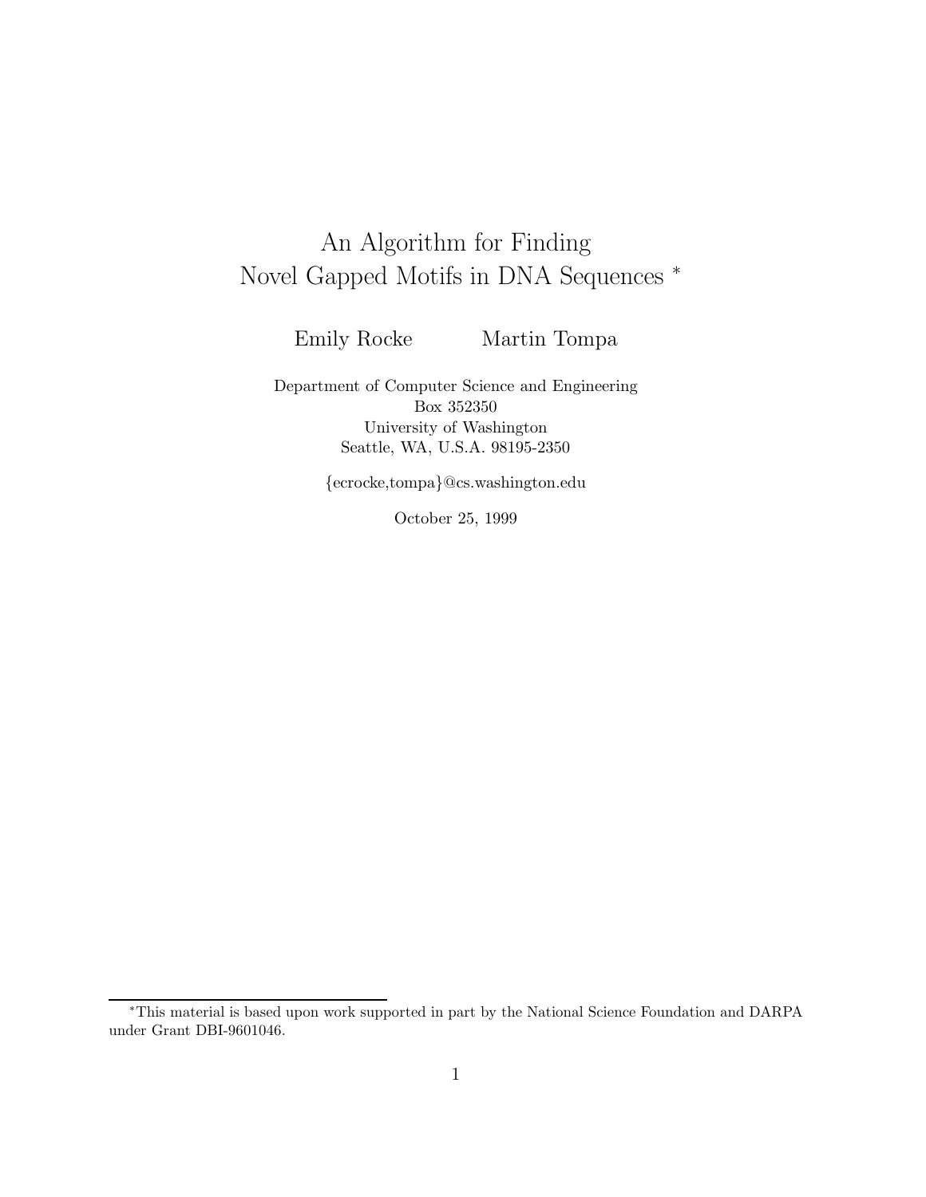# An Algorithm for Finding Novel Gapped Motifs in DNA Sequences *

Emily Rocke Martin Tompa

Department of Computer Science and Engineering
Box 352350
University of Washington
Seattle, WA, U.S.A. 98195-2350

{ecrocke,tompa}@cs.washington.edu

October 25, 1999

---

*This material is based upon work supported in part by the National Science Foundation and DARPA under Grant DBI-9601046.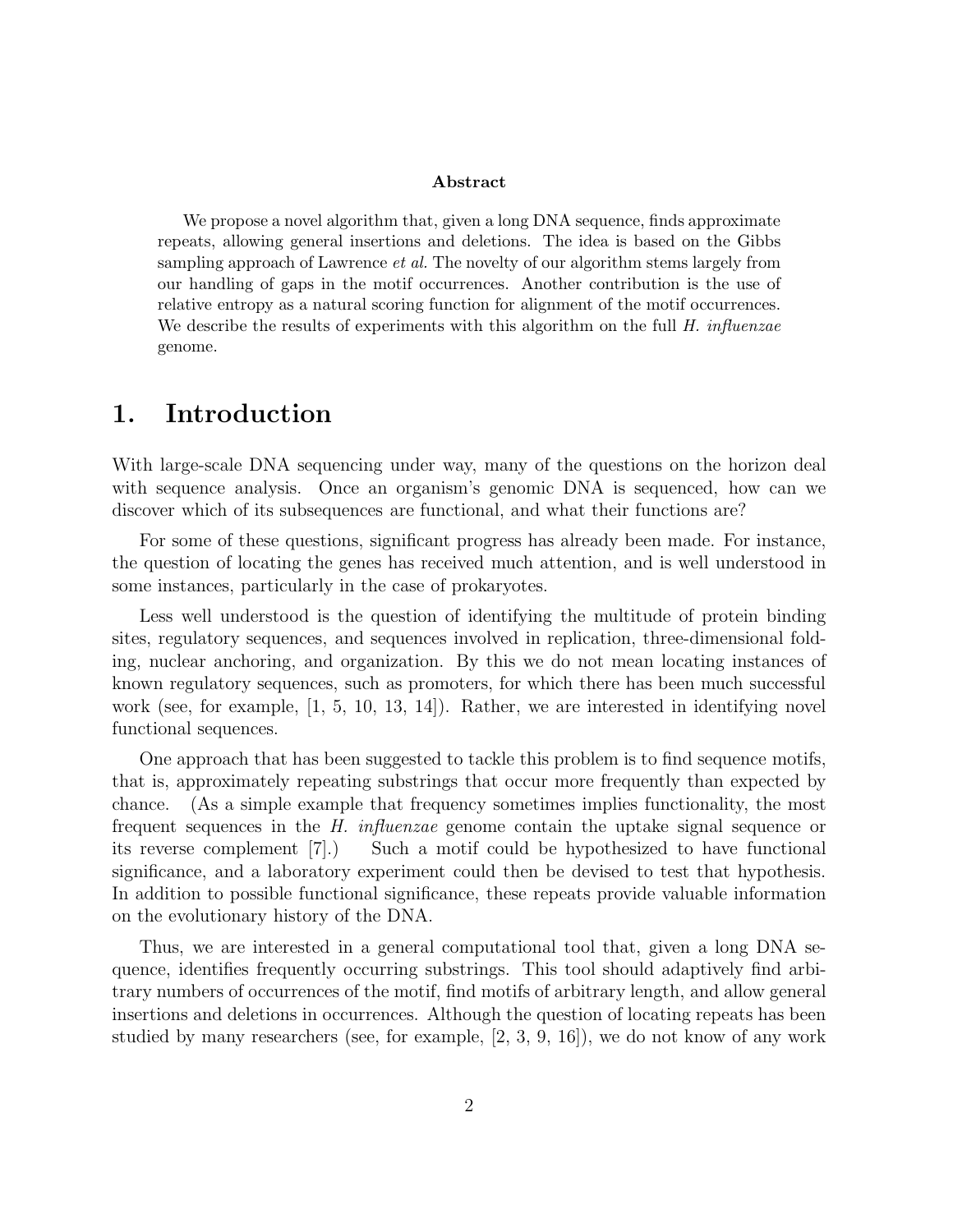**Abstract**

We propose a novel algorithm that, given a long DNA sequence, finds approximate repeats, allowing general insertions and deletions. The idea is based on the Gibbs sampling approach of Lawrence *et al.* The novelty of our algorithm stems largely from our handling of gaps in the motif occurrences. Another contribution is the use of relative entropy as a natural scoring function for alignment of the motif occurrences. We describe the results of experiments with this algorithm on the full *H. influenzae* genome.

# 1. Introduction

With large-scale DNA sequencing under way, many of the questions on the horizon deal with sequence analysis. Once an organism's genomic DNA is sequenced, how can we discover which of its subsequences are functional, and what their functions are?

For some of these questions, significant progress has already been made. For instance, the question of locating the genes has received much attention, and is well understood in some instances, particularly in the case of prokaryotes.

Less well understood is the question of identifying the multitude of protein binding sites, regulatory sequences, and sequences involved in replication, three-dimensional folding, nuclear anchoring, and organization. By this we do not mean locating instances of known regulatory sequences, such as promoters, for which there has been much successful work (see, for example, [1, 5, 10, 13, 14]). Rather, we are interested in identifying novel functional sequences.

One approach that has been suggested to tackle this problem is to find sequence motifs, that is, approximately repeating substrings that occur more frequently than expected by chance. (As a simple example that frequency sometimes implies functionality, the most frequent sequences in the *H. influenzae* genome contain the uptake signal sequence or its reverse complement [7].) Such a motif could be hypothesized to have functional significance, and a laboratory experiment could then be devised to test that hypothesis. In addition to possible functional significance, these repeats provide valuable information on the evolutionary history of the DNA.

Thus, we are interested in a general computational tool that, given a long DNA sequence, identifies frequently occurring substrings. This tool should adaptively find arbitrary numbers of occurrences of the motif, find motifs of arbitrary length, and allow general insertions and deletions in occurrences. Although the question of locating repeats has been studied by many researchers (see, for example, [2, 3, 9, 16]), we do not know of any work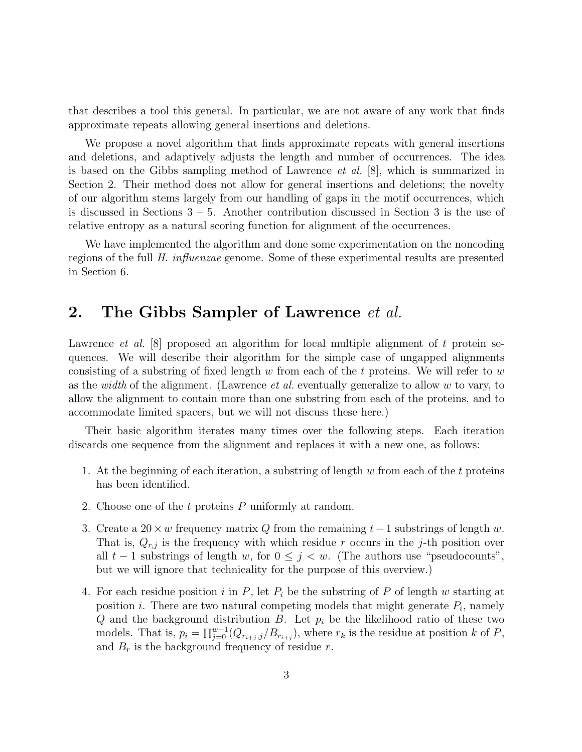that describes a tool this general. In particular, we are not aware of any work that finds approximate repeats allowing general insertions and deletions.

We propose a novel algorithm that finds approximate repeats with general insertions and deletions, and adaptively adjusts the length and number of occurrences. The idea is based on the Gibbs sampling method of Lawrence *et al.* [8], which is summarized in Section 2. Their method does not allow for general insertions and deletions; the novelty of our algorithm stems largely from our handling of gaps in the motif occurrences, which is discussed in Sections 3 – 5. Another contribution discussed in Section 3 is the use of relative entropy as a natural scoring function for alignment of the occurrences.

We have implemented the algorithm and done some experimentation on the noncoding regions of the full *H. influenzae* genome. Some of these experimental results are presented in Section 6.

## 2. The Gibbs Sampler of Lawrence *et al.*

Lawrence *et al.* [8] proposed an algorithm for local multiple alignment of $t$ protein sequences. We will describe their algorithm for the simple case of ungapped alignments consisting of a substring of fixed length $w$ from each of the $t$ proteins. We will refer to $w$ as the *width* of the alignment. (Lawrence *et al.* eventually generalize to allow $w$ to vary, to allow the alignment to contain more than one substring from each of the proteins, and to accommodate limited spacers, but we will not discuss these here.)

Their basic algorithm iterates many times over the following steps. Each iteration discards one sequence from the alignment and replaces it with a new one, as follows:

1. At the beginning of each iteration, a substring of length $w$ from each of the $t$ proteins has been identified.
2. Choose one of the $t$ proteins $P$ uniformly at random.
3. Create a $20 \times w$ frequency matrix $Q$ from the remaining $t-1$ substrings of length $w$. That is, $Q_{r,j}$ is the frequency with which residue $r$ occurs in the $j$-th position over all $t-1$ substrings of length $w$, for $0 \le j < w$. (The authors use "pseudocounts", but we will ignore that technicality for the purpose of this overview.)
4. For each residue position $i$ in $P$, let $P_i$ be the substring of $P$ of length $w$ starting at position $i$. There are two natural competing models that might generate $P_i$, namely $Q$ and the background distribution $B$. Let $p_i$ be the likelihood ratio of these two models. That is, $p_i = \prod_{j=0}^{w-1}(Q_{r_{i+j},j}/B_{r_{i+j}})$, where $r_k$ is the residue at position $k$ of $P$, and $B_r$ is the background frequency of residue $r$.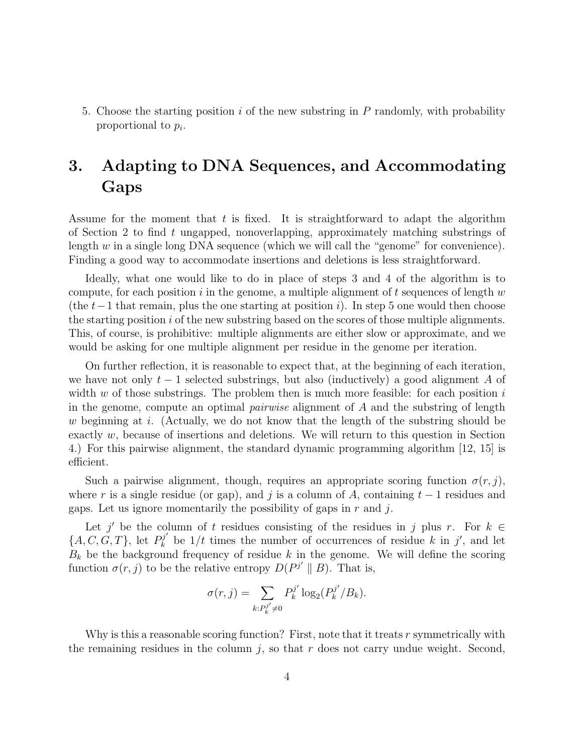5. Choose the starting position $i$ of the new substring in $P$ randomly, with probability proportional to $p_i$.

# 3. Adapting to DNA Sequences, and Accommodating Gaps

Assume for the moment that $t$ is fixed. It is straightforward to adapt the algorithm of Section 2 to find $t$ ungapped, nonoverlapping, approximately matching substrings of length $w$ in a single long DNA sequence (which we will call the "genome" for convenience). Finding a good way to accommodate insertions and deletions is less straightforward.

Ideally, what one would like to do in place of steps 3 and 4 of the algorithm is to compute, for each position $i$ in the genome, a multiple alignment of $t$ sequences of length $w$ (the $t-1$ that remain, plus the one starting at position $i$). In step 5 one would then choose the starting position $i$ of the new substring based on the scores of those multiple alignments. This, of course, is prohibitive: multiple alignments are either slow or approximate, and we would be asking for one multiple alignment per residue in the genome per iteration.

On further reflection, it is reasonable to expect that, at the beginning of each iteration, we have not only $t-1$ selected substrings, but also (inductively) a good alignment $A$ of width $w$ of those substrings. The problem then is much more feasible: for each position $i$ in the genome, compute an optimal *pairwise* alignment of $A$ and the substring of length $w$ beginning at $i$. (Actually, we do not know that the length of the substring should be exactly $w$, because of insertions and deletions. We will return to this question in Section 4.) For this pairwise alignment, the standard dynamic programming algorithm [12, 15] is efficient.

Such a pairwise alignment, though, requires an appropriate scoring function $\sigma(r, j)$, where $r$ is a single residue (or gap), and $j$ is a column of $A$, containing $t-1$ residues and gaps. Let us ignore momentarily the possibility of gaps in $r$ and $j$.

Let $j'$ be the column of $t$ residues consisting of the residues in $j$ plus $r$. For $k \in \{A, C, G, T\}$, let $P_k^{j'}$ be $1/t$ times the number of occurrences of residue $k$ in $j'$, and let $B_k$ be the background frequency of residue $k$ in the genome. We will define the scoring function $\sigma(r, j)$ to be the relative entropy $D(P^{j'} \parallel B)$. That is,

$$\sigma(r, j) = \sum_{k : P_k^{j'} \neq 0} P_k^{j'} \log_2(P_k^{j'}/B_k).$$

Why is this a reasonable scoring function? First, note that it treats $r$ symmetrically with the remaining residues in the column $j$, so that $r$ does not carry undue weight. Second,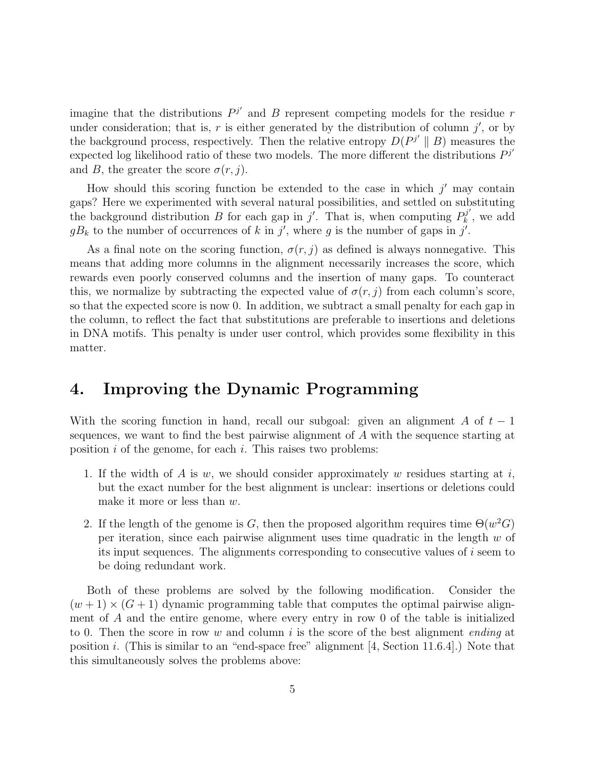imagine that the distributions $P^{j'}$ and $B$ represent competing models for the residue $r$ under consideration; that is, $r$ is either generated by the distribution of column $j'$, or by the background process, respectively. Then the relative entropy $D(P^{j'} \parallel B)$ measures the expected log likelihood ratio of these two models. The more different the distributions $P^{j'}$ and $B$, the greater the score $\sigma(r, j)$.

How should this scoring function be extended to the case in which $j'$ may contain gaps? Here we experimented with several natural possibilities, and settled on substituting the background distribution $B$ for each gap in $j'$. That is, when computing $P_k^{j'}$, we add $gB_k$ to the number of occurrences of $k$ in $j'$, where $g$ is the number of gaps in $j'$.

As a final note on the scoring function, $\sigma(r, j)$ as defined is always nonnegative. This means that adding more columns in the alignment necessarily increases the score, which rewards even poorly conserved columns and the insertion of many gaps. To counteract this, we normalize by subtracting the expected value of $\sigma(r, j)$ from each column's score, so that the expected score is now 0. In addition, we subtract a small penalty for each gap in the column, to reflect the fact that substitutions are preferable to insertions and deletions in DNA motifs. This penalty is under user control, which provides some flexibility in this matter.

# 4. Improving the Dynamic Programming

With the scoring function in hand, recall our subgoal: given an alignment $A$ of $t-1$ sequences, we want to find the best pairwise alignment of $A$ with the sequence starting at position $i$ of the genome, for each $i$. This raises two problems:

1. If the width of $A$ is $w$, we should consider approximately $w$ residues starting at $i$, but the exact number for the best alignment is unclear: insertions or deletions could make it more or less than $w$.

2. If the length of the genome is $G$, then the proposed algorithm requires time $\Theta(w^2 G)$ per iteration, since each pairwise alignment uses time quadratic in the length $w$ of its input sequences. The alignments corresponding to consecutive values of $i$ seem to be doing redundant work.

Both of these problems are solved by the following modification. Consider the $(w+1) \times (G+1)$ dynamic programming table that computes the optimal pairwise alignment of $A$ and the entire genome, where every entry in row 0 of the table is initialized to 0. Then the score in row $w$ and column $i$ is the score of the best alignment *ending* at position $i$. (This is similar to an "end-space free" alignment [4, Section 11.6.4].) Note that this simultaneously solves the problems above: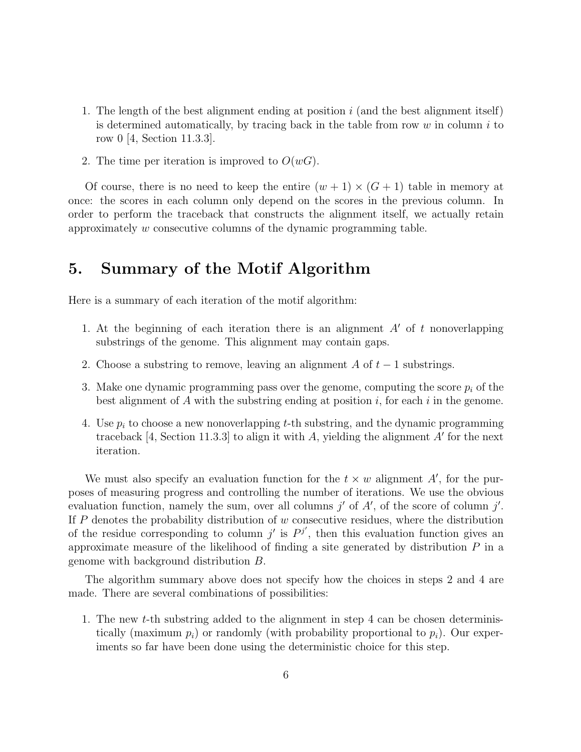1. The length of the best alignment ending at position $i$ (and the best alignment itself) is determined automatically, by tracing back in the table from row $w$ in column $i$ to row 0 [4, Section 11.3.3].

2. The time per iteration is improved to $O(wG)$.

Of course, there is no need to keep the entire $(w+1) \times (G+1)$ table in memory at once: the scores in each column only depend on the scores in the previous column. In order to perform the traceback that constructs the alignment itself, we actually retain approximately $w$ consecutive columns of the dynamic programming table.

# 5. Summary of the Motif Algorithm

Here is a summary of each iteration of the motif algorithm:

1. At the beginning of each iteration there is an alignment $A'$ of $t$ nonoverlapping substrings of the genome. This alignment may contain gaps.

2. Choose a substring to remove, leaving an alignment $A$ of $t-1$ substrings.

3. Make one dynamic programming pass over the genome, computing the score $p_i$ of the best alignment of $A$ with the substring ending at position $i$, for each $i$ in the genome.

4. Use $p_i$ to choose a new nonoverlapping $t$-th substring, and the dynamic programming traceback [4, Section 11.3.3] to align it with $A$, yielding the alignment $A'$ for the next iteration.

We must also specify an evaluation function for the $t \times w$ alignment $A'$, for the purposes of measuring progress and controlling the number of iterations. We use the obvious evaluation function, namely the sum, over all columns $j'$ of $A'$, of the score of column $j'$. If $P$ denotes the probability distribution of $w$ consecutive residues, where the distribution of the residue corresponding to column $j'$ is $P^{j'}$, then this evaluation function gives an approximate measure of the likelihood of finding a site generated by distribution $P$ in a genome with background distribution $B$.

The algorithm summary above does not specify how the choices in steps 2 and 4 are made. There are several combinations of possibilities:

1. The new $t$-th substring added to the alignment in step 4 can be chosen deterministically (maximum $p_i$) or randomly (with probability proportional to $p_i$). Our experiments so far have been done using the deterministic choice for this step.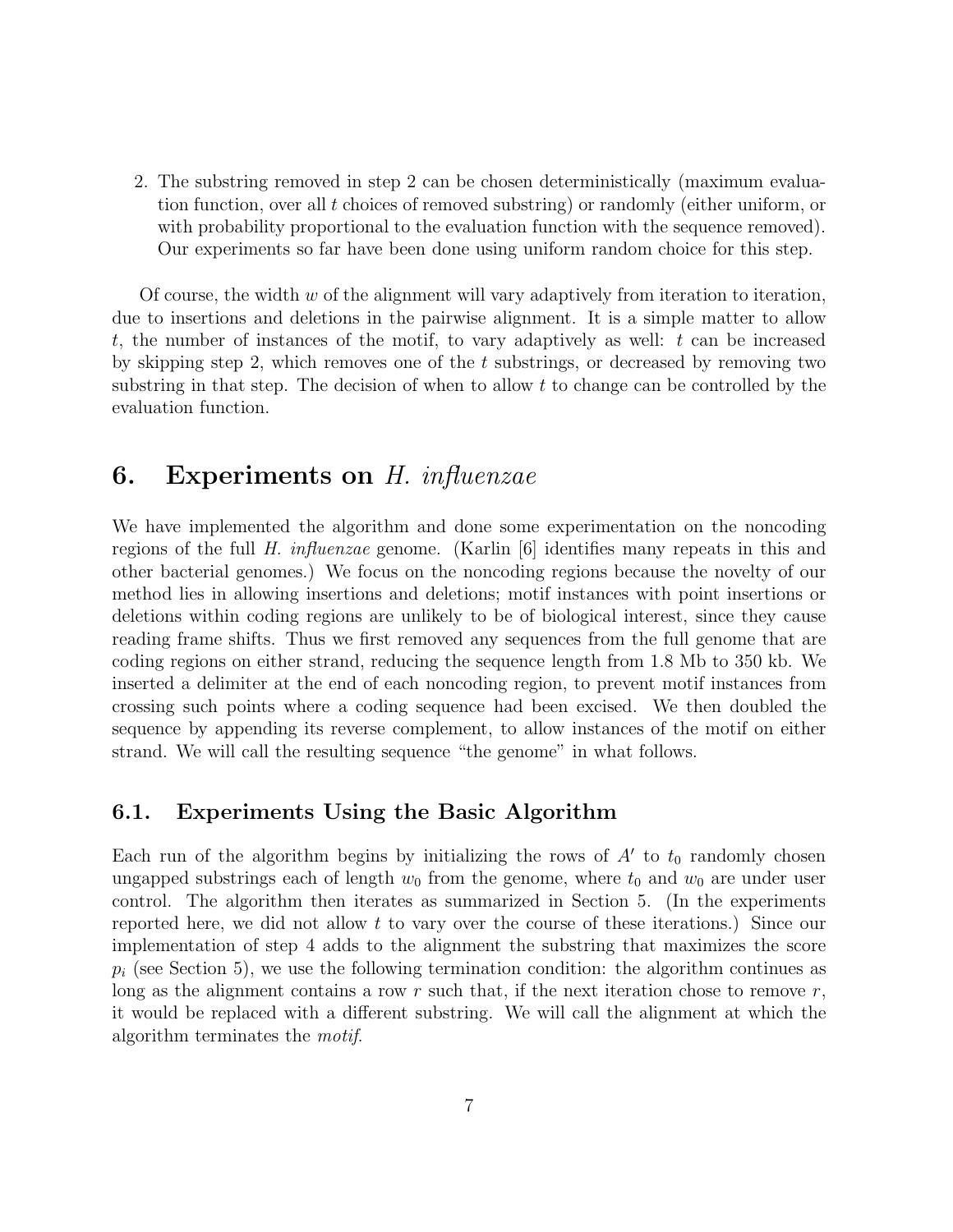2. The substring removed in step 2 can be chosen deterministically (maximum evaluation function, over all $t$ choices of removed substring) or randomly (either uniform, or with probability proportional to the evaluation function with the sequence removed). Our experiments so far have been done using uniform random choice for this step.

Of course, the width $w$ of the alignment will vary adaptively from iteration to iteration, due to insertions and deletions in the pairwise alignment. It is a simple matter to allow $t$, the number of instances of the motif, to vary adaptively as well: $t$ can be increased by skipping step 2, which removes one of the $t$ substrings, or decreased by removing two substring in that step. The decision of when to allow $t$ to change can be controlled by the evaluation function.

# 6. Experiments on *H. influenzae*

We have implemented the algorithm and done some experimentation on the noncoding regions of the full *H. influenzae* genome. (Karlin [6] identifies many repeats in this and other bacterial genomes.) We focus on the noncoding regions because the novelty of our method lies in allowing insertions and deletions; motif instances with point insertions or deletions within coding regions are unlikely to be of biological interest, since they cause reading frame shifts. Thus we first removed any sequences from the full genome that are coding regions on either strand, reducing the sequence length from 1.8 Mb to 350 kb. We inserted a delimiter at the end of each noncoding region, to prevent motif instances from crossing such points where a coding sequence had been excised. We then doubled the sequence by appending its reverse complement, to allow instances of the motif on either strand. We will call the resulting sequence "the genome" in what follows.

## 6.1. Experiments Using the Basic Algorithm

Each run of the algorithm begins by initializing the rows of $A'$ to $t_0$ randomly chosen ungapped substrings each of length $w_0$ from the genome, where $t_0$ and $w_0$ are under user control. The algorithm then iterates as summarized in Section 5. (In the experiments reported here, we did not allow $t$ to vary over the course of these iterations.) Since our implementation of step 4 adds to the alignment the substring that maximizes the score $p_i$ (see Section 5), we use the following termination condition: the algorithm continues as long as the alignment contains a row $r$ such that, if the next iteration chose to remove $r$, it would be replaced with a different substring. We will call the alignment at which the algorithm terminates the *motif*.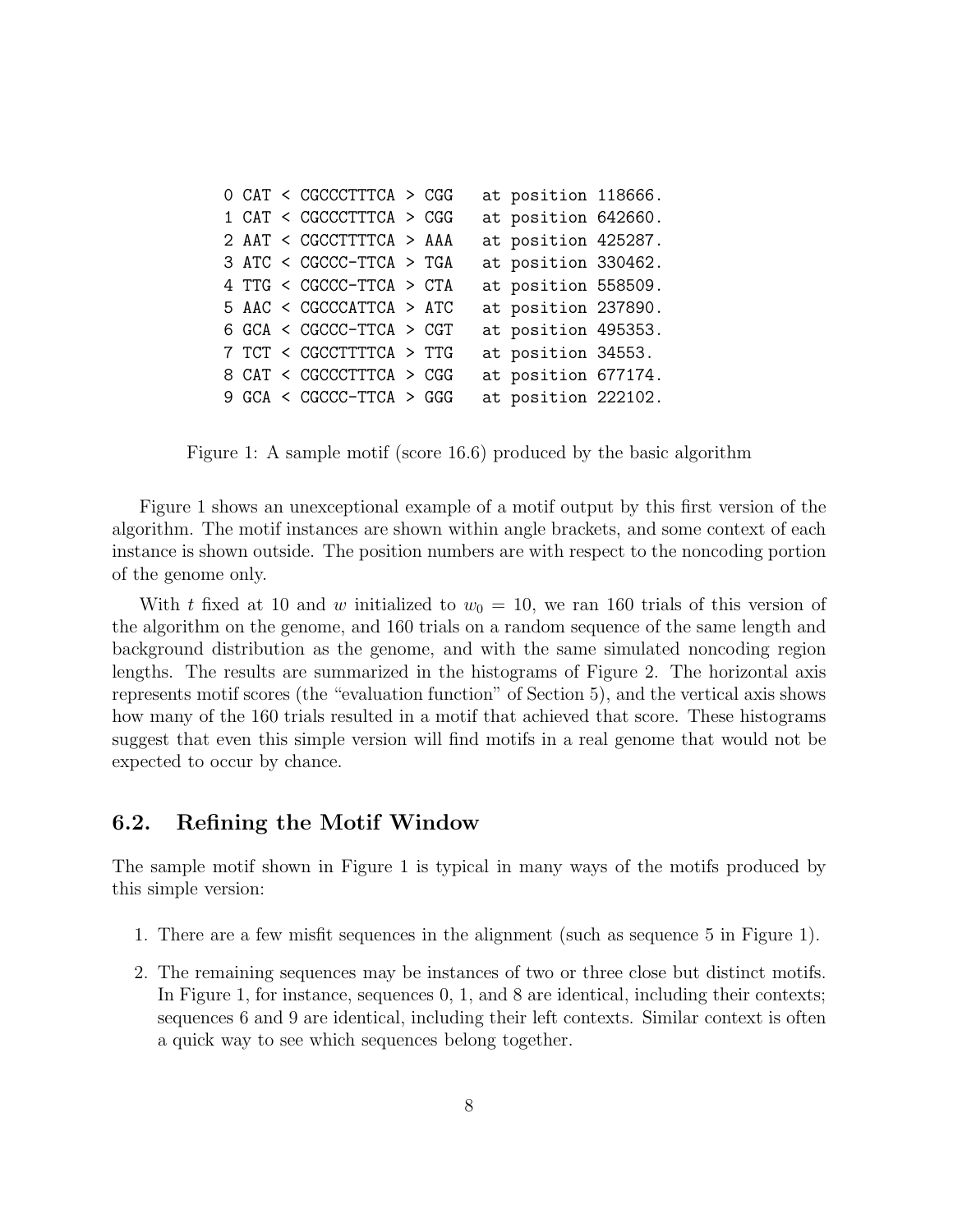```
0 CAT < CGCCCTTTCA > CGG   at position 118666.
1 CAT < CGCCCTTTCA > CGG   at position 642660.
2 AAT < CGCCTTTTCA > AAA   at position 425287.
3 ATC < CGCCC-TTCA > TGA   at position 330462.
4 TTG < CGCCC-TTCA > CTA   at position 558509.
5 AAC < CGCCCATTCA > ATC   at position 237890.
6 GCA < CGCCC-TTCA > CGT   at position 495353.
7 TCT < CGCCTTTTCA > TTG   at position 34553.
8 CAT < CGCCCTTTCA > CGG   at position 677174.
9 GCA < CGCCC-TTCA > GGG   at position 222102.
```

Figure 1: A sample motif (score 16.6) produced by the basic algorithm

Figure 1 shows an unexceptional example of a motif output by this first version of the algorithm. The motif instances are shown within angle brackets, and some context of each instance is shown outside. The position numbers are with respect to the noncoding portion of the genome only.

With $t$ fixed at 10 and $w$ initialized to $w_0 = 10$, we ran 160 trials of this version of the algorithm on the genome, and 160 trials on a random sequence of the same length and background distribution as the genome, and with the same simulated noncoding region lengths. The results are summarized in the histograms of Figure 2. The horizontal axis represents motif scores (the "evaluation function" of Section 5), and the vertical axis shows how many of the 160 trials resulted in a motif that achieved that score. These histograms suggest that even this simple version will find motifs in a real genome that would not be expected to occur by chance.

## 6.2. Refining the Motif Window

The sample motif shown in Figure 1 is typical in many ways of the motifs produced by this simple version:

1. There are a few misfit sequences in the alignment (such as sequence 5 in Figure 1).
2. The remaining sequences may be instances of two or three close but distinct motifs. In Figure 1, for instance, sequences 0, 1, and 8 are identical, including their contexts; sequences 6 and 9 are identical, including their left contexts. Similar context is often a quick way to see which sequences belong together.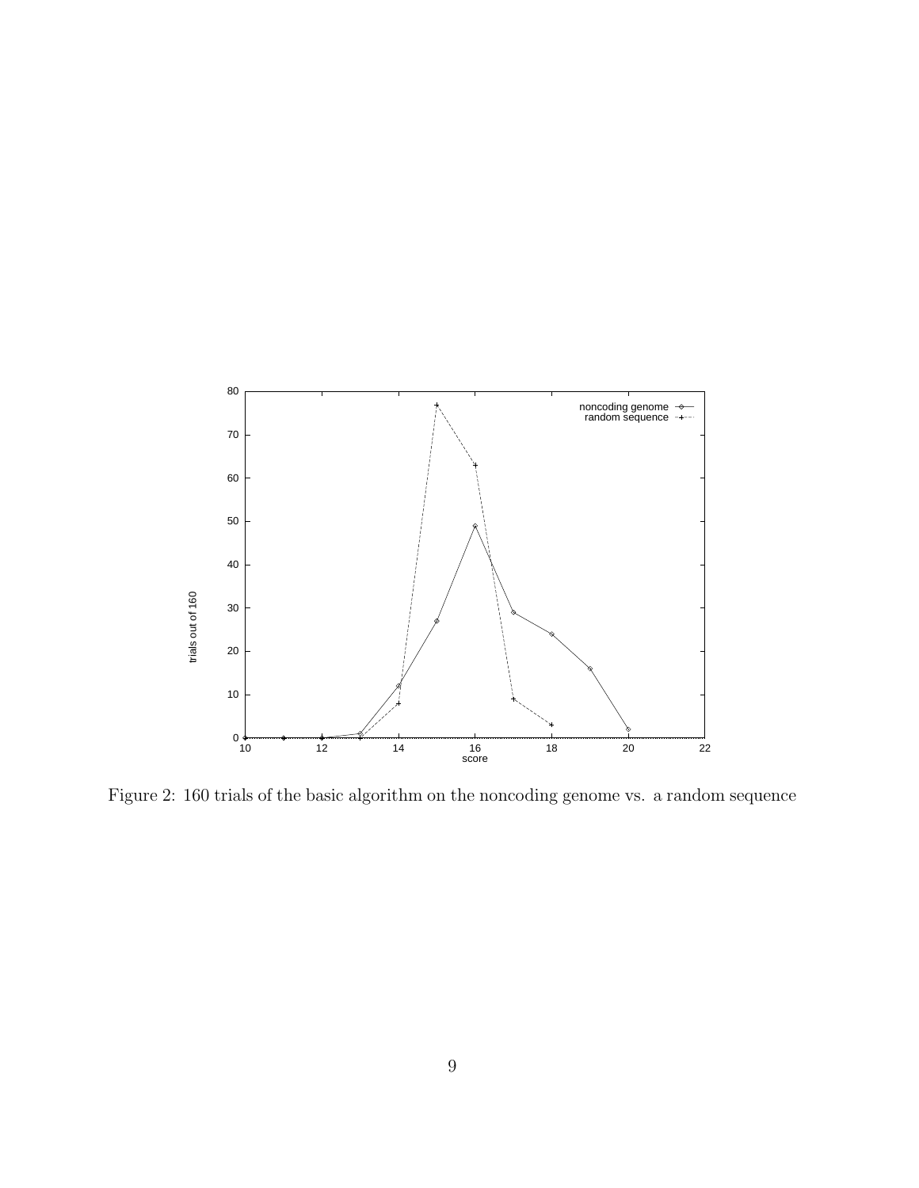Figure 2: 160 trials of the basic algorithm on the noncoding genome vs. a random sequence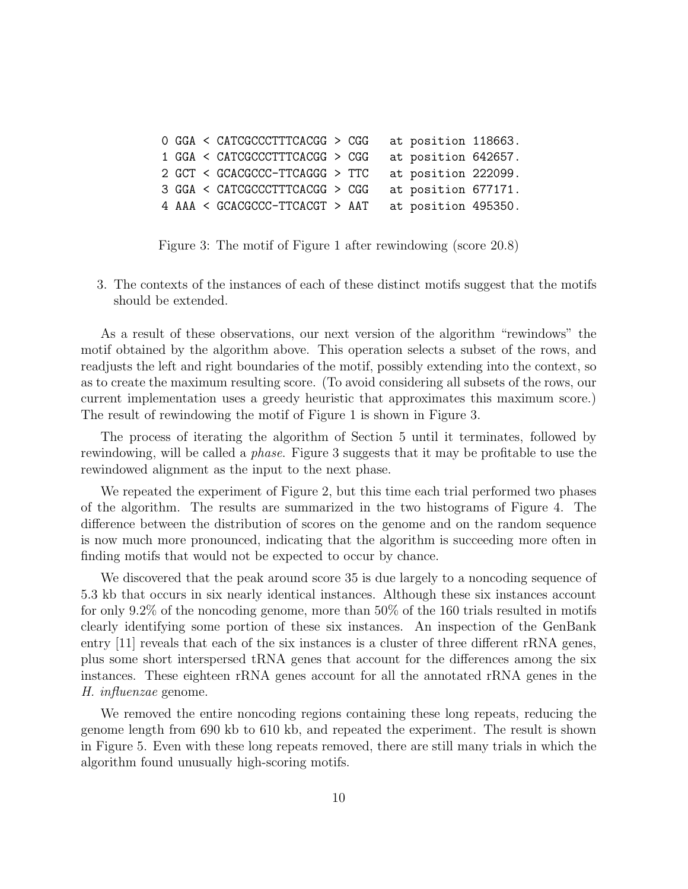```
0 GGA < CATCGCCCTTTCACGG > CGG   at position 118663.
1 GGA < CATCGCCCTTTCACGG > CGG   at position 642657.
2 GCT < GCACGCCC-TTCAGGG > TTC   at position 222099.
3 GGA < CATCGCCCTTTCACGG > CGG   at position 677171.
4 AAA < GCACGCCC-TTCACGT > AAT   at position 495350.
```

Figure 3: The motif of Figure 1 after rewindowing (score 20.8)

3. The contexts of the instances of each of these distinct motifs suggest that the motifs should be extended.

As a result of these observations, our next version of the algorithm "rewindows" the motif obtained by the algorithm above. This operation selects a subset of the rows, and readjusts the left and right boundaries of the motif, possibly extending into the context, so as to create the maximum resulting score. (To avoid considering all subsets of the rows, our current implementation uses a greedy heuristic that approximates this maximum score.) The result of rewindowing the motif of Figure 1 is shown in Figure 3.

The process of iterating the algorithm of Section 5 until it terminates, followed by rewindowing, will be called a *phase*. Figure 3 suggests that it may be profitable to use the rewindowed alignment as the input to the next phase.

We repeated the experiment of Figure 2, but this time each trial performed two phases of the algorithm. The results are summarized in the two histograms of Figure 4. The difference between the distribution of scores on the genome and on the random sequence is now much more pronounced, indicating that the algorithm is succeeding more often in finding motifs that would not be expected to occur by chance.

We discovered that the peak around score 35 is due largely to a noncoding sequence of 5.3 kb that occurs in six nearly identical instances. Although these six instances account for only 9.2% of the noncoding genome, more than 50% of the 160 trials resulted in motifs clearly identifying some portion of these six instances. An inspection of the GenBank entry [11] reveals that each of the six instances is a cluster of three different rRNA genes, plus some short interspersed tRNA genes that account for the differences among the six instances. These eighteen rRNA genes account for all the annotated rRNA genes in the *H. influenzae* genome.

We removed the entire noncoding regions containing these long repeats, reducing the genome length from 690 kb to 610 kb, and repeated the experiment. The result is shown in Figure 5. Even with these long repeats removed, there are still many trials in which the algorithm found unusually high-scoring motifs.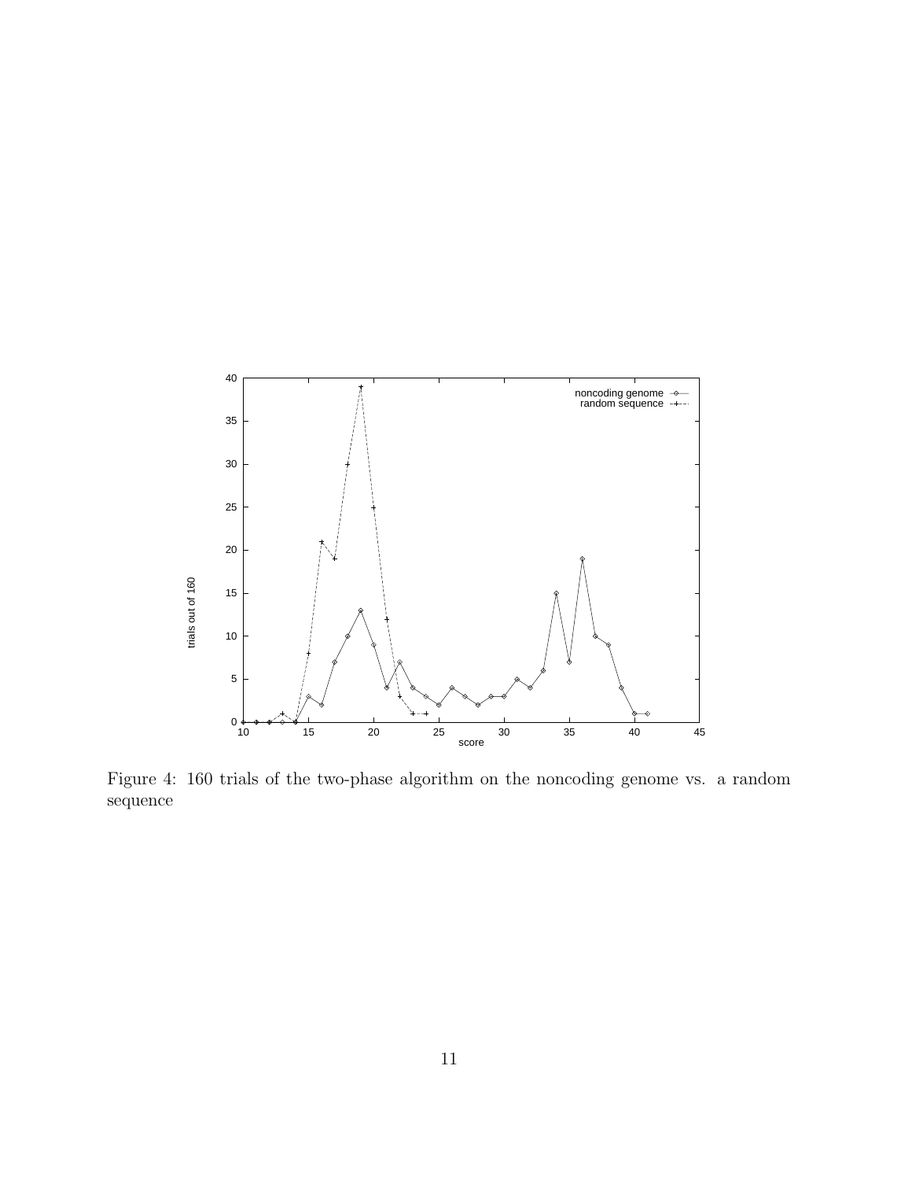Figure 4: 160 trials of the two-phase algorithm on the noncoding genome vs. a random sequence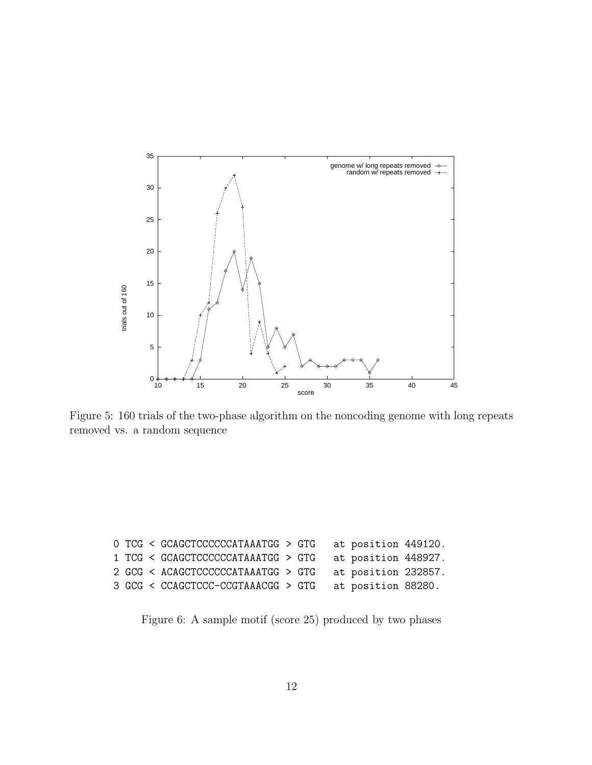Figure 5: 160 trials of the two-phase algorithm on the noncoding genome with long repeats removed vs. a random sequence

```
0 TCG < GCAGCTCCCCCCATAAATGG > GTG   at position 449120.
1 TCG < GCAGCTCCCCCCATAAATGG > GTG   at position 448927.
2 GCG < ACAGCTCCCCCCATAAATGG > GTG   at position 232857.
3 GCG < CCAGCTCCC-CCGTAAACGG > GTG   at position 88280.
```

Figure 6: A sample motif (score 25) produced by two phases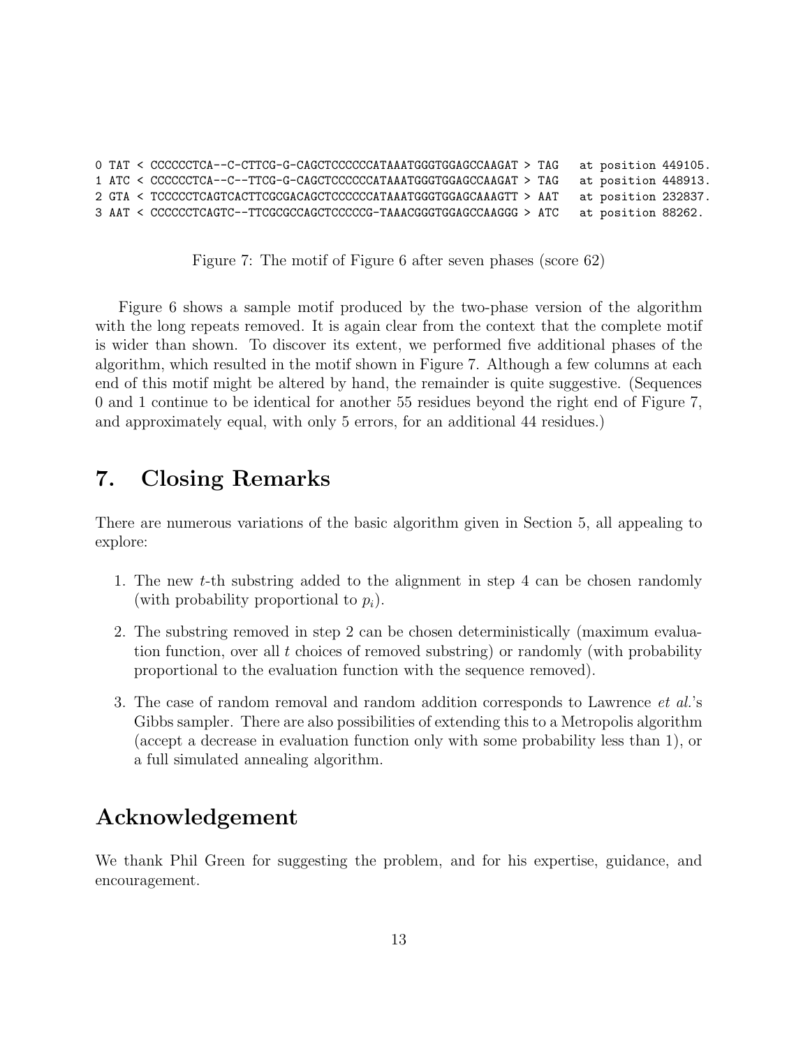```
0 TAT < CCCCCCTCA--C-CTTCG-G-CAGCTCCCCCCATAAATGGGTGGAGCCAAGAT > TAG   at position 449105.
1 ATC < CCCCCCTCA--C--TTCG-G-CAGCTCCCCCCATAAATGGGTGGAGCCAAGAT > TAG   at position 448913.
2 GTA < TCCCCCTCAGTCACTTCGCGACAGCTCCCCCCATAAATGGGTGGAGCAAAGTT > AAT   at position 232837.
3 AAT < CCCCCCTCAGTC--TTCGCGCCAGCTCCCCCG-TAAACGGGTGGAGCCAAGGG > ATC   at position 88262.
```

Figure 7: The motif of Figure 6 after seven phases (score 62)

Figure 6 shows a sample motif produced by the two-phase version of the algorithm with the long repeats removed. It is again clear from the context that the complete motif is wider than shown. To discover its extent, we performed five additional phases of the algorithm, which resulted in the motif shown in Figure 7. Although a few columns at each end of this motif might be altered by hand, the remainder is quite suggestive. (Sequences 0 and 1 continue to be identical for another 55 residues beyond the right end of Figure 7, and approximately equal, with only 5 errors, for an additional 44 residues.)

## 7. Closing Remarks

There are numerous variations of the basic algorithm given in Section 5, all appealing to explore:

1. The new $t$-th substring added to the alignment in step 4 can be chosen randomly (with probability proportional to $p_i$).
2. The substring removed in step 2 can be chosen deterministically (maximum evaluation function, over all $t$ choices of removed substring) or randomly (with probability proportional to the evaluation function with the sequence removed).
3. The case of random removal and random addition corresponds to Lawrence *et al.*'s Gibbs sampler. There are also possibilities of extending this to a Metropolis algorithm (accept a decrease in evaluation function only with some probability less than 1), or a full simulated annealing algorithm.

## Acknowledgement

We thank Phil Green for suggesting the problem, and for his expertise, guidance, and encouragement.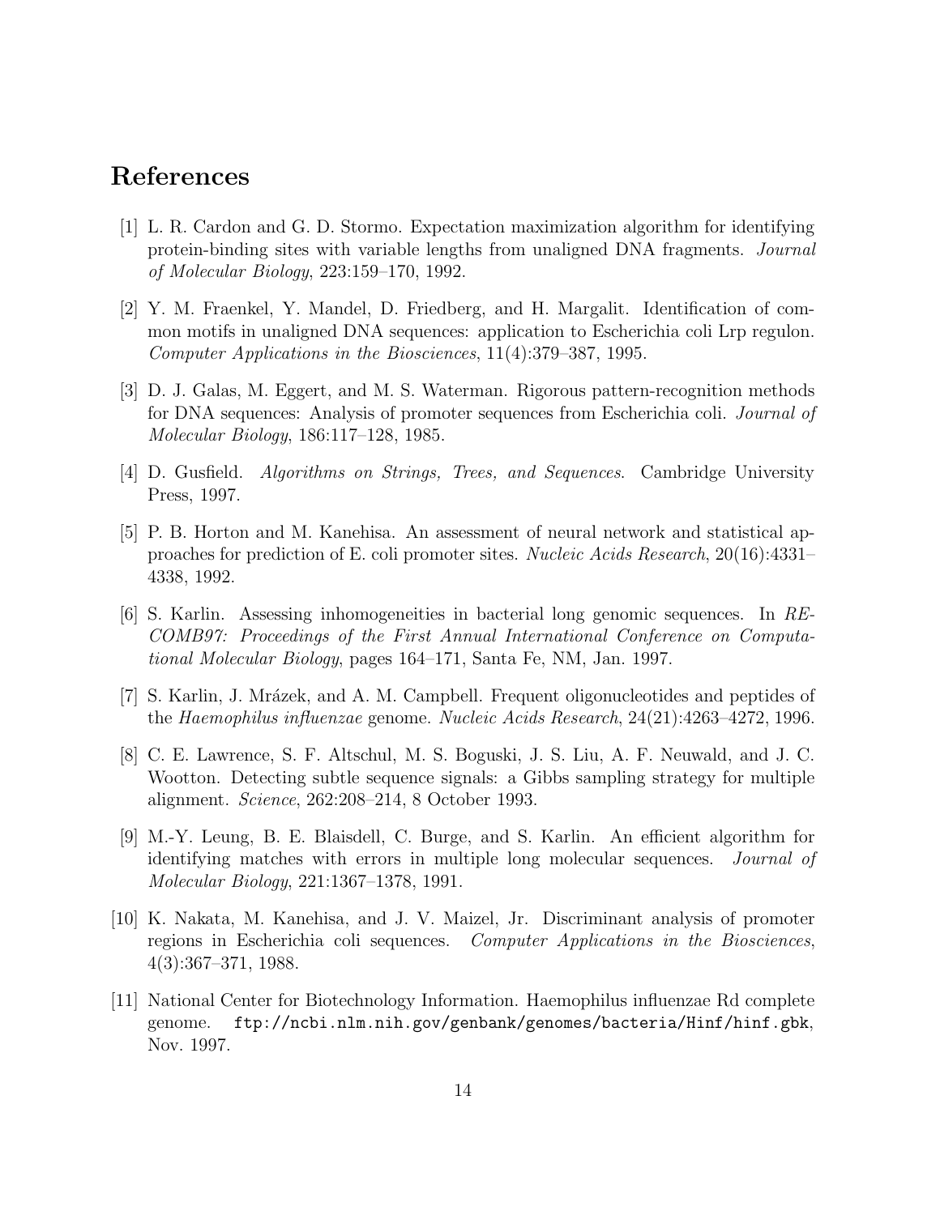## References

[1] L. R. Cardon and G. D. Stormo. Expectation maximization algorithm for identifying protein-binding sites with variable lengths from unaligned DNA fragments. *Journal of Molecular Biology*, 223:159–170, 1992.

[2] Y. M. Fraenkel, Y. Mandel, D. Friedberg, and H. Margalit. Identification of common motifs in unaligned DNA sequences: application to Escherichia coli Lrp regulon. *Computer Applications in the Biosciences*, 11(4):379–387, 1995.

[3] D. J. Galas, M. Eggert, and M. S. Waterman. Rigorous pattern-recognition methods for DNA sequences: Analysis of promoter sequences from Escherichia coli. *Journal of Molecular Biology*, 186:117–128, 1985.

[4] D. Gusfield. *Algorithms on Strings, Trees, and Sequences*. Cambridge University Press, 1997.

[5] P. B. Horton and M. Kanehisa. An assessment of neural network and statistical approaches for prediction of E. coli promoter sites. *Nucleic Acids Research*, 20(16):4331–4338, 1992.

[6] S. Karlin. Assessing inhomogeneities in bacterial long genomic sequences. In *RECOMB97: Proceedings of the First Annual International Conference on Computational Molecular Biology*, pages 164–171, Santa Fe, NM, Jan. 1997.

[7] S. Karlin, J. Mrázek, and A. M. Campbell. Frequent oligonucleotides and peptides of the *Haemophilus influenzae* genome. *Nucleic Acids Research*, 24(21):4263–4272, 1996.

[8] C. E. Lawrence, S. F. Altschul, M. S. Boguski, J. S. Liu, A. F. Neuwald, and J. C. Wootton. Detecting subtle sequence signals: a Gibbs sampling strategy for multiple alignment. *Science*, 262:208–214, 8 October 1993.

[9] M.-Y. Leung, B. E. Blaisdell, C. Burge, and S. Karlin. An efficient algorithm for identifying matches with errors in multiple long molecular sequences. *Journal of Molecular Biology*, 221:1367–1378, 1991.

[10] K. Nakata, M. Kanehisa, and J. V. Maizel, Jr. Discriminant analysis of promoter regions in Escherichia coli sequences. *Computer Applications in the Biosciences*, 4(3):367–371, 1988.

[11] National Center for Biotechnology Information. Haemophilus influenzae Rd complete genome. `ftp://ncbi.nlm.nih.gov/genbank/genomes/bacteria/Hinf/hinf.gbk`, Nov. 1997.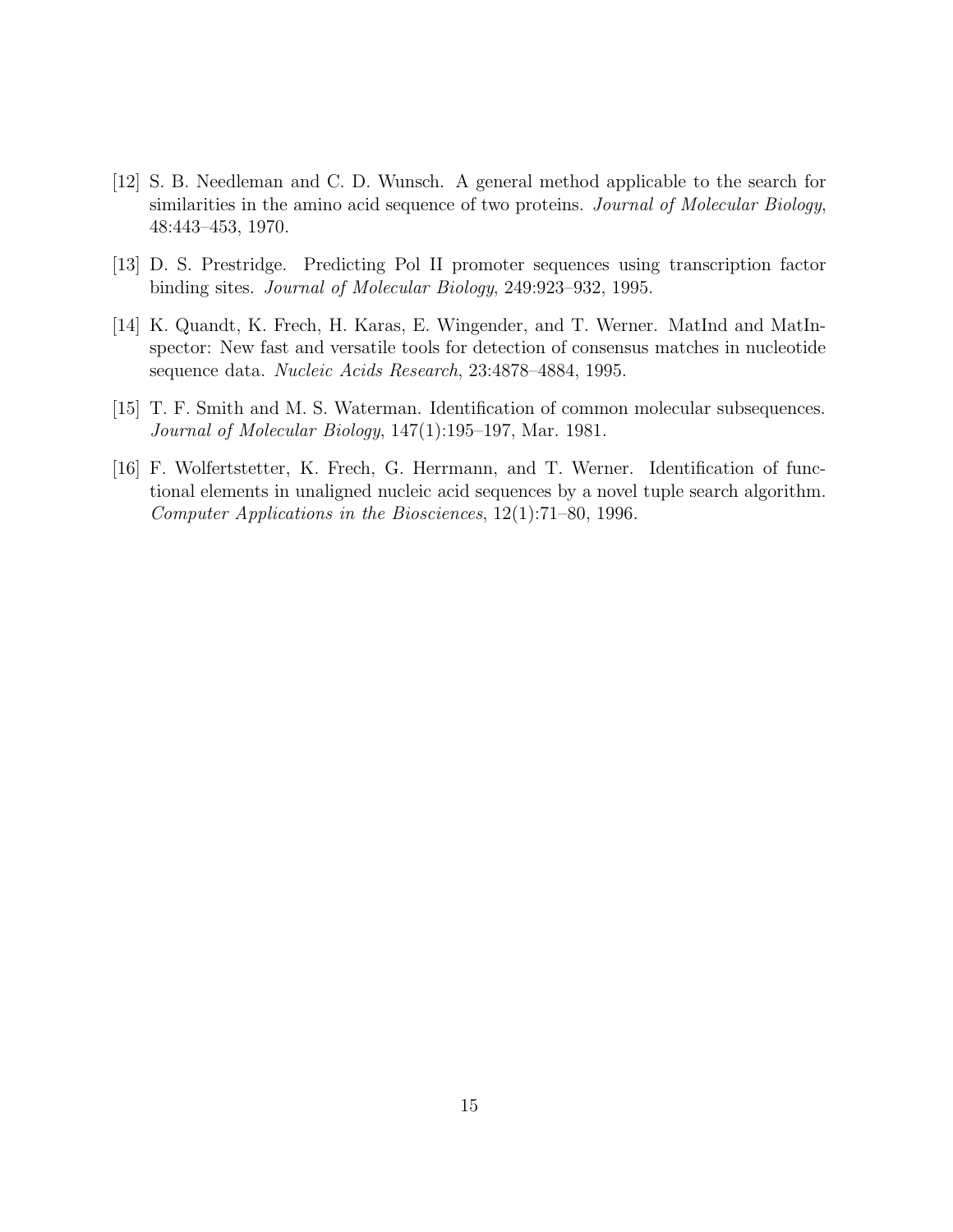[12] S. B. Needleman and C. D. Wunsch. A general method applicable to the search for similarities in the amino acid sequence of two proteins. *Journal of Molecular Biology*, 48:443–453, 1970.

[13] D. S. Prestridge. Predicting Pol II promoter sequences using transcription factor binding sites. *Journal of Molecular Biology*, 249:923–932, 1995.

[14] K. Quandt, K. Frech, H. Karas, E. Wingender, and T. Werner. MatInd and MatInspector: New fast and versatile tools for detection of consensus matches in nucleotide sequence data. *Nucleic Acids Research*, 23:4878–4884, 1995.

[15] T. F. Smith and M. S. Waterman. Identification of common molecular subsequences. *Journal of Molecular Biology*, 147(1):195–197, Mar. 1981.

[16] F. Wolfertstetter, K. Frech, G. Herrmann, and T. Werner. Identification of functional elements in unaligned nucleic acid sequences by a novel tuple search algorithm. *Computer Applications in the Biosciences*, 12(1):71–80, 1996.